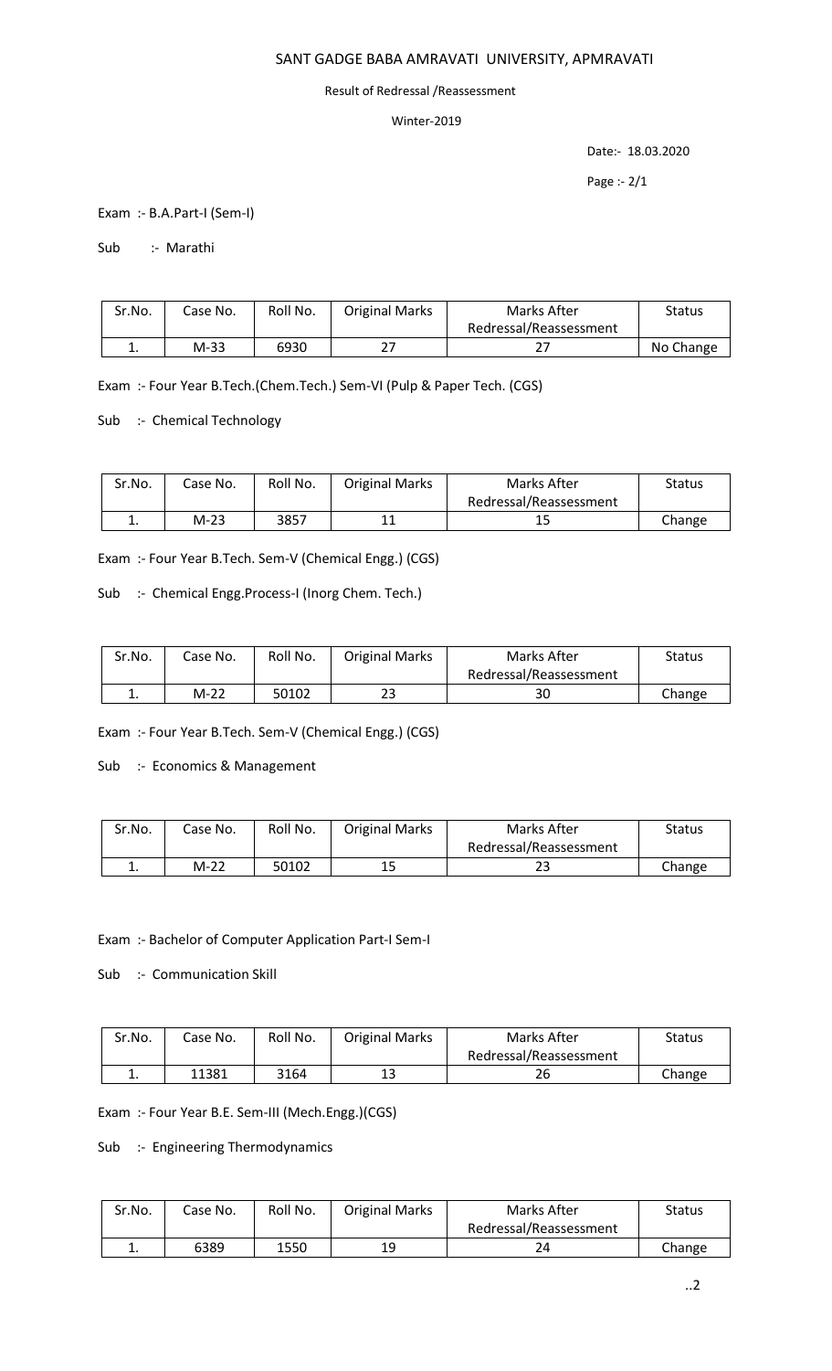# SANT GADGE BABA AMRAVATI UNIVERSITY, APMRAVATI

Result of Redressal /Reassessment

Winter-2019

Date:- 18.03.2020

Page :- 2/1

Exam :- B.A.Part-I (Sem-I)

Sub :- Marathi

| Sr.No. | Case No. | Roll No. | Original Marks | Marks After Redressal/Reassessment | Status |
|---|---|---|---|---|---|
| 1. | M-33 | 6930 | 27 | 27 | No Change |

Exam :- Four Year B.Tech.(Chem.Tech.) Sem-VI (Pulp & Paper Tech. (CGS)

Sub :- Chemical Technology

| Sr.No. | Case No. | Roll No. | Original Marks | Marks After Redressal/Reassessment | Status |
|---|---|---|---|---|---|
| 1. | M-23 | 3857 | 11 | 15 | Change |

Exam :- Four Year B.Tech. Sem-V (Chemical Engg.) (CGS)

Sub :- Chemical Engg.Process-I (Inorg Chem. Tech.)

| Sr.No. | Case No. | Roll No. | Original Marks | Marks After Redressal/Reassessment | Status |
|---|---|---|---|---|---|
| 1. | M-22 | 50102 | 23 | 30 | Change |

Exam :- Four Year B.Tech. Sem-V (Chemical Engg.) (CGS)

Sub :- Economics & Management

| Sr.No. | Case No. | Roll No. | Original Marks | Marks After Redressal/Reassessment | Status |
|---|---|---|---|---|---|
| 1. | M-22 | 50102 | 15 | 23 | Change |

Exam :- Bachelor of Computer Application Part-I Sem-I

Sub :- Communication Skill

| Sr.No. | Case No. | Roll No. | Original Marks | Marks After Redressal/Reassessment | Status |
|---|---|---|---|---|---|
| 1. | 11381 | 3164 | 13 | 26 | Change |

Exam :- Four Year B.E. Sem-III (Mech.Engg.)(CGS)

Sub :- Engineering Thermodynamics

| Sr.No. | Case No. | Roll No. | Original Marks | Marks After Redressal/Reassessment | Status |
|---|---|---|---|---|---|
| 1. | 6389 | 1550 | 19 | 24 | Change |

..2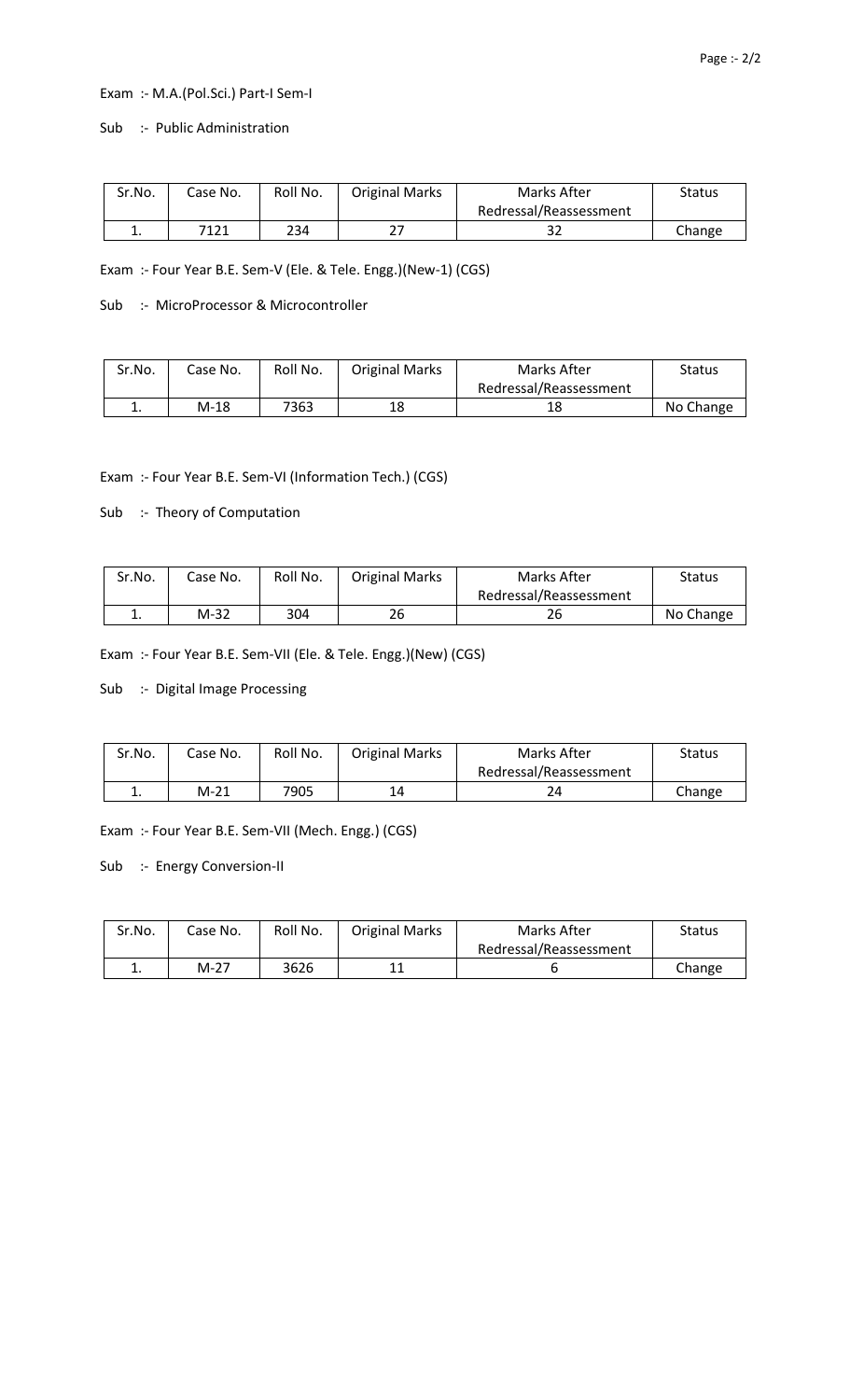Exam :- M.A.(Pol.Sci.) Part-I Sem-I

Sub :- Public Administration

| Sr.No. | Case No. | Roll No. | Original Marks | Marks After Redressal/Reassessment | Status |
|---|---|---|---|---|---|
| 1. | 7121 | 234 | 27 | 32 | Change |

Exam :- Four Year B.E. Sem-V (Ele. & Tele. Engg.)(New-1) (CGS)

Sub :- MicroProcessor & Microcontroller

| Sr.No. | Case No. | Roll No. | Original Marks | Marks After Redressal/Reassessment | Status |
|---|---|---|---|---|---|
| 1. | M-18 | 7363 | 18 | 18 | No Change |

Exam :- Four Year B.E. Sem-VI (Information Tech.) (CGS)

Sub :- Theory of Computation

| Sr.No. | Case No. | Roll No. | Original Marks | Marks After Redressal/Reassessment | Status |
|---|---|---|---|---|---|
| 1. | M-32 | 304 | 26 | 26 | No Change |

Exam :- Four Year B.E. Sem-VII (Ele. & Tele. Engg.)(New) (CGS)

Sub :- Digital Image Processing

| Sr.No. | Case No. | Roll No. | Original Marks | Marks After Redressal/Reassessment | Status |
|---|---|---|---|---|---|
| 1. | M-21 | 7905 | 14 | 24 | Change |

Exam :- Four Year B.E. Sem-VII (Mech. Engg.) (CGS)

Sub :- Energy Conversion-II

| Sr.No. | Case No. | Roll No. | Original Marks | Marks After Redressal/Reassessment | Status |
|---|---|---|---|---|---|
| 1. | M-27 | 3626 | 11 | 6 | Change |